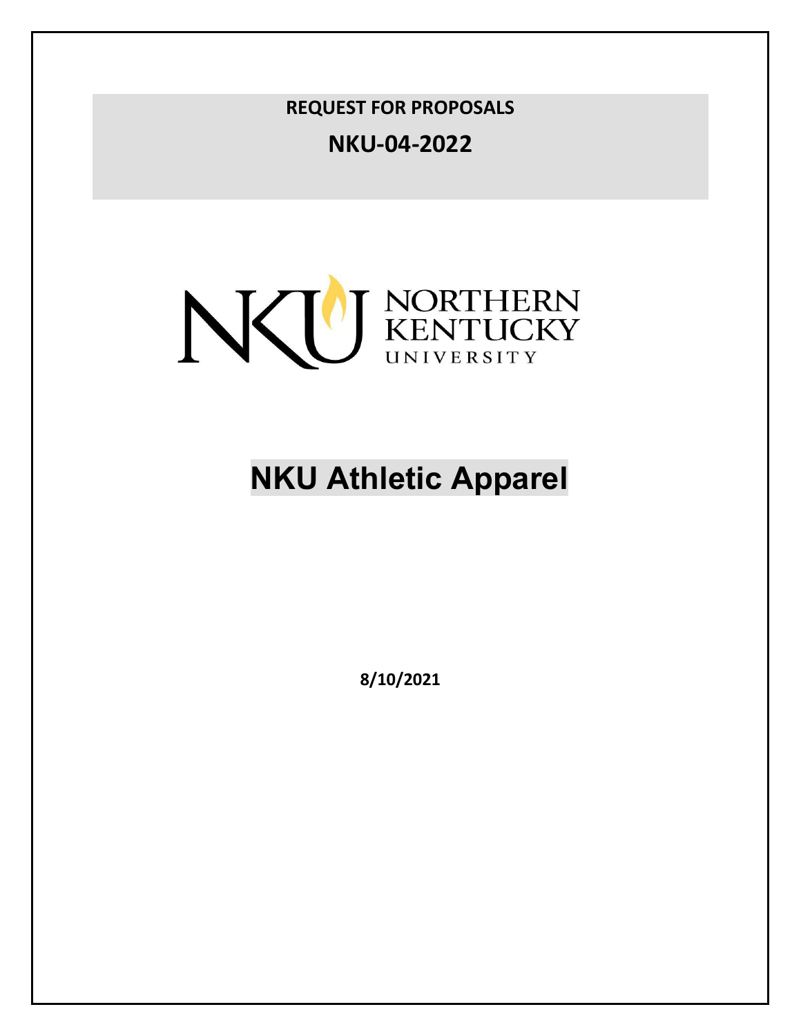**REQUEST FOR PROPOSALS**

**NKU-04-2022**

NORTHERN KENTUCKY UNIVERSITY

# NKU Athletic Apparel

**8/10/2021**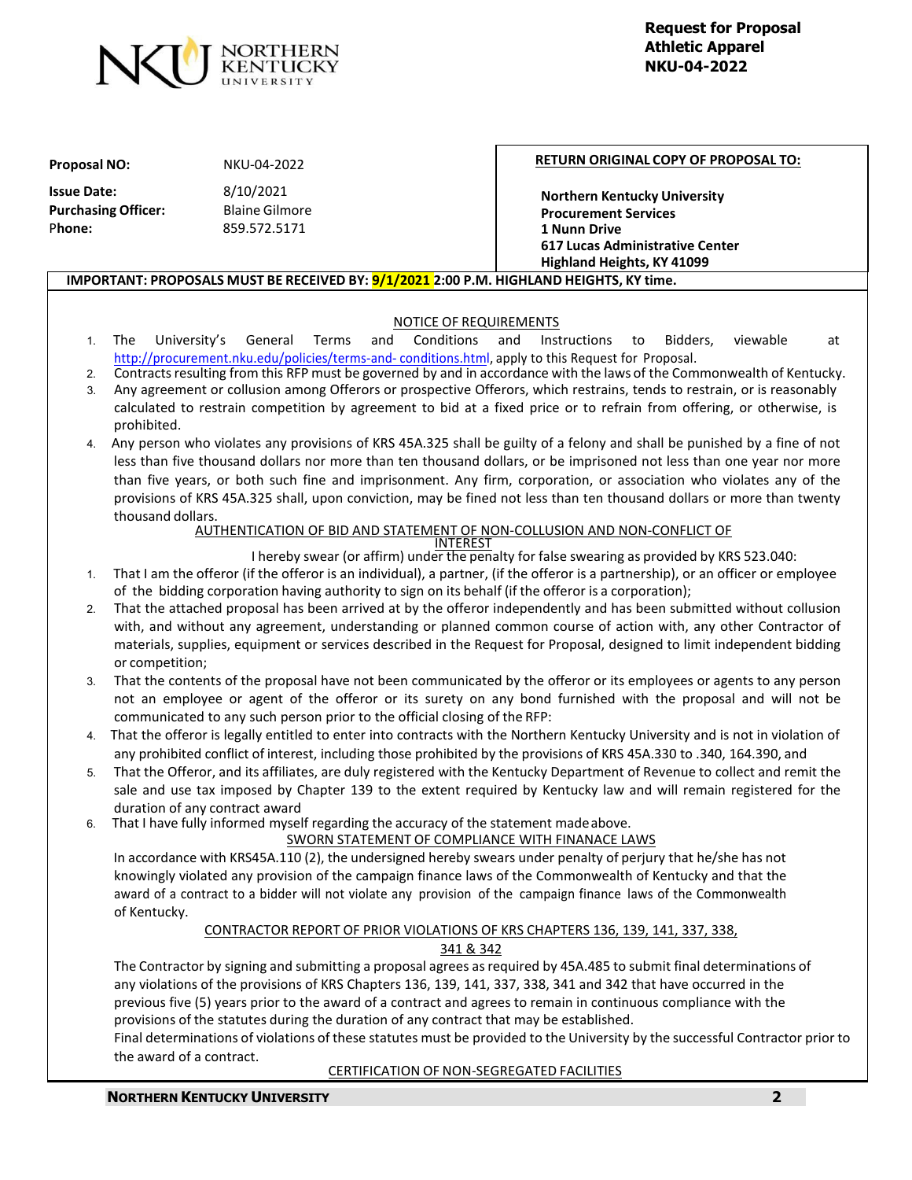**Request for Proposal**
**Athletic Apparel**
**NKU-04-2022**

| | |
|---|---|
| **Proposal NO:** | NKU-04-2022 |
| **Issue Date:** | 8/10/2021 |
| **Purchasing Officer:** | Blaine Gilmore |
| **Phone:** | 859.572.5171 |

**RETURN ORIGINAL COPY OF PROPOSAL TO:**

**Northern Kentucky University**
**Procurement Services**
**1 Nunn Drive**
**617 Lucas Administrative Center**
**Highland Heights, KY 41099**

**IMPORTANT: PROPOSALS MUST BE RECEIVED BY: 9/1/2021 2:00 P.M. HIGHLAND HEIGHTS, KY time.**

NOTICE OF REQUIREMENTS

1. The University's General Terms and Conditions and Instructions to Bidders, viewable at http://procurement.nku.edu/policies/terms-and- conditions.html, apply to this Request for Proposal.
2. Contracts resulting from this RFP must be governed by and in accordance with the laws of the Commonwealth of Kentucky.
3. Any agreement or collusion among Offerors or prospective Offerors, which restrains, tends to restrain, or is reasonably calculated to restrain competition by agreement to bid at a fixed price or to refrain from offering, or otherwise, is prohibited.
4. Any person who violates any provisions of KRS 45A.325 shall be guilty of a felony and shall be punished by a fine of not less than five thousand dollars nor more than ten thousand dollars, or be imprisoned not less than one year nor more than five years, or both such fine and imprisonment. Any firm, corporation, or association who violates any of the provisions of KRS 45A.325 shall, upon conviction, may be fined not less than ten thousand dollars or more than twenty thousand dollars.

AUTHENTICATION OF BID AND STATEMENT OF NON-COLLUSION AND NON-CONFLICT OF INTEREST

I hereby swear (or affirm) under the penalty for false swearing as provided by KRS 523.040:

1. That I am the offeror (if the offeror is an individual), a partner, (if the offeror is a partnership), or an officer or employee of the bidding corporation having authority to sign on its behalf (if the offeror is a corporation);
2. That the attached proposal has been arrived at by the offeror independently and has been submitted without collusion with, and without any agreement, understanding or planned common course of action with, any other Contractor of materials, supplies, equipment or services described in the Request for Proposal, designed to limit independent bidding or competition;
3. That the contents of the proposal have not been communicated by the offeror or its employees or agents to any person not an employee or agent of the offeror or its surety on any bond furnished with the proposal and will not be communicated to any such person prior to the official closing of the RFP:
4. That the offeror is legally entitled to enter into contracts with the Northern Kentucky University and is not in violation of any prohibited conflict of interest, including those prohibited by the provisions of KRS 45A.330 to .340, 164.390, and
5. That the Offeror, and its affiliates, are duly registered with the Kentucky Department of Revenue to collect and remit the sale and use tax imposed by Chapter 139 to the extent required by Kentucky law and will remain registered for the duration of any contract award
6. That I have fully informed myself regarding the accuracy of the statement made above.

SWORN STATEMENT OF COMPLIANCE WITH FINANACE LAWS

In accordance with KRS45A.110 (2), the undersigned hereby swears under penalty of perjury that he/she has not knowingly violated any provision of the campaign finance laws of the Commonwealth of Kentucky and that the award of a contract to a bidder will not violate any provision of the campaign finance laws of the Commonwealth of Kentucky.

CONTRACTOR REPORT OF PRIOR VIOLATIONS OF KRS CHAPTERS 136, 139, 141, 337, 338, 341 & 342

The Contractor by signing and submitting a proposal agrees as required by 45A.485 to submit final determinations of any violations of the provisions of KRS Chapters 136, 139, 141, 337, 338, 341 and 342 that have occurred in the previous five (5) years prior to the award of a contract and agrees to remain in continuous compliance with the provisions of the statutes during the duration of any contract that may be established.

Final determinations of violations of these statutes must be provided to the University by the successful Contractor prior to the award of a contract.

CERTIFICATION OF NON-SEGREGATED FACILITIES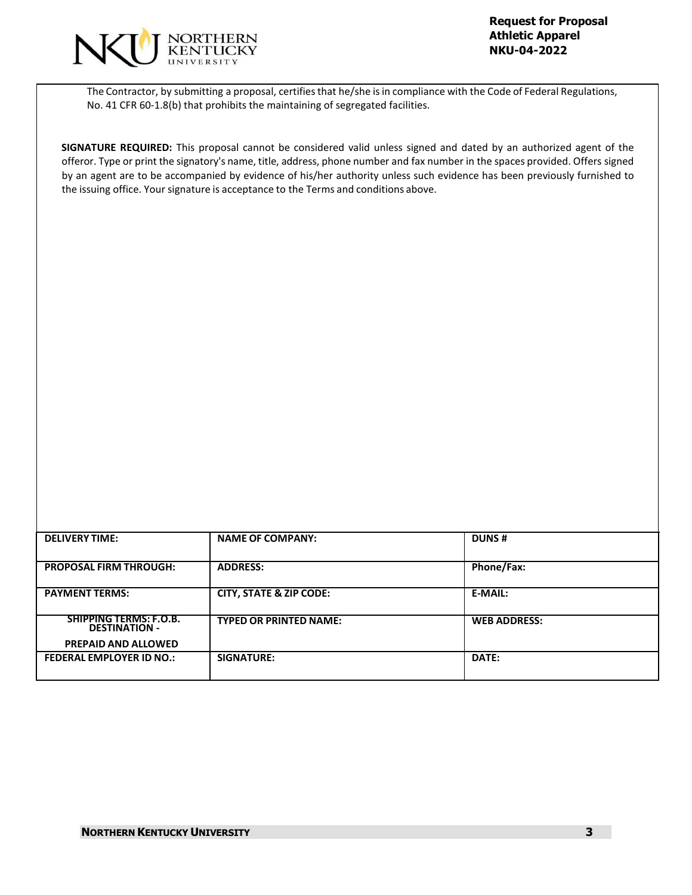The Contractor, by submitting a proposal, certifies that he/she is in compliance with the Code of Federal Regulations, No. 41 CFR 60-1.8(b) that prohibits the maintaining of segregated facilities.

**SIGNATURE REQUIRED:** This proposal cannot be considered valid unless signed and dated by an authorized agent of the offeror. Type or print the signatory's name, title, address, phone number and fax number in the spaces provided. Offers signed by an agent are to be accompanied by evidence of his/her authority unless such evidence has been previously furnished to the issuing office. Your signature is acceptance to the Terms and conditions above.

| **DELIVERY TIME:** | **NAME OF COMPANY:** | **DUNS #** |
|---|---|---|
| **PROPOSAL FIRM THROUGH:** | **ADDRESS:** | **Phone/Fax:** |
| **PAYMENT TERMS:** | **CITY, STATE & ZIP CODE:** | **E-MAIL:** |
| **SHIPPING TERMS: F.O.B. DESTINATION - PREPAID AND ALLOWED** | **TYPED OR PRINTED NAME:** | **WEB ADDRESS:** |
| **FEDERAL EMPLOYER ID NO.:** | **SIGNATURE:** | **DATE:** |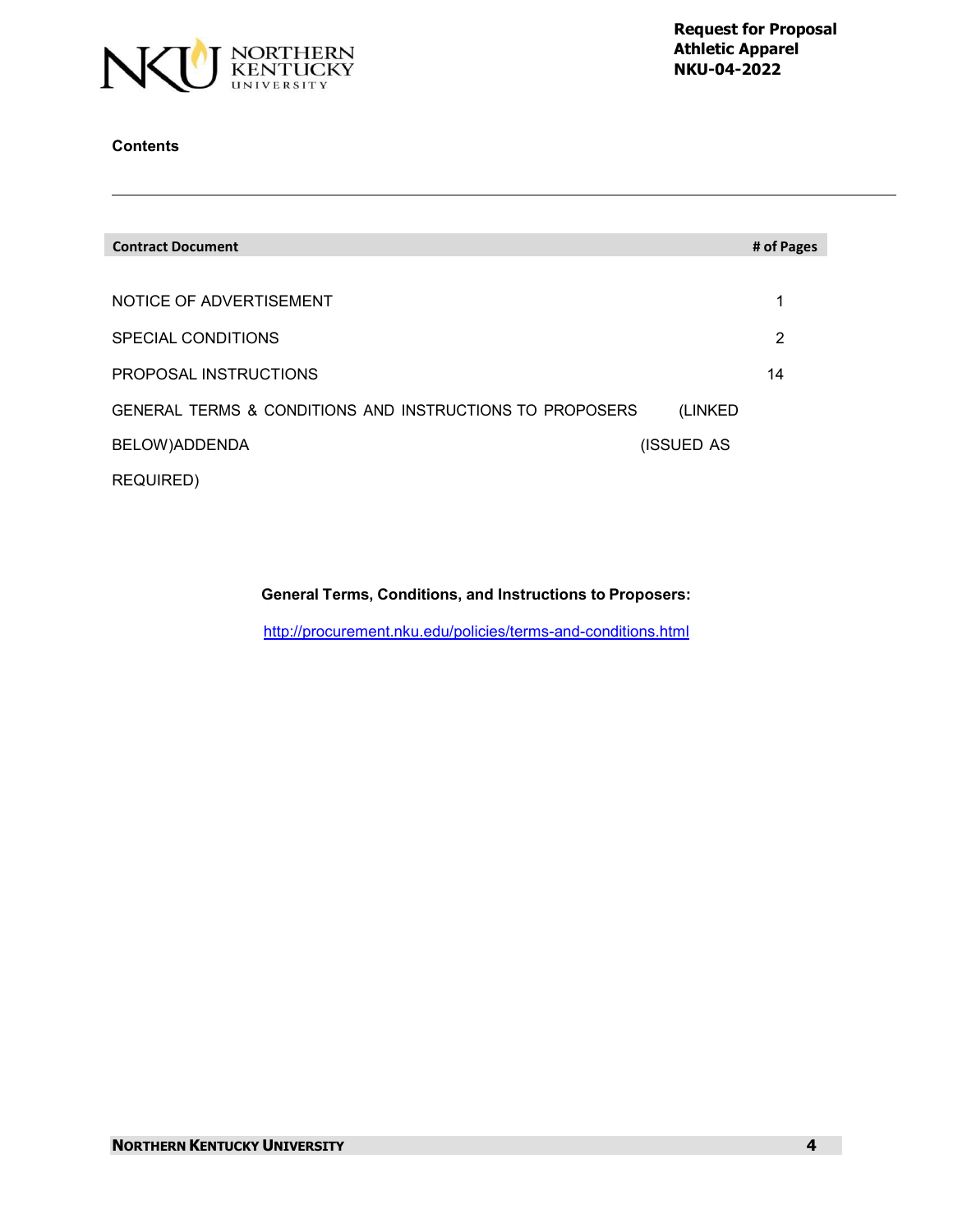## Contents

| Contract Document | # of Pages |
|---|---|
| NOTICE OF ADVERTISEMENT | 1 |
| SPECIAL CONDITIONS | 2 |
| PROPOSAL INSTRUCTIONS | 14 |
| GENERAL TERMS & CONDITIONS AND INSTRUCTIONS TO PROPOSERS | (LINKED BELOW) |
| ADDENDA | (ISSUED AS REQUIRED) |

**General Terms, Conditions, and Instructions to Proposers:**

http://procurement.nku.edu/policies/terms-and-conditions.html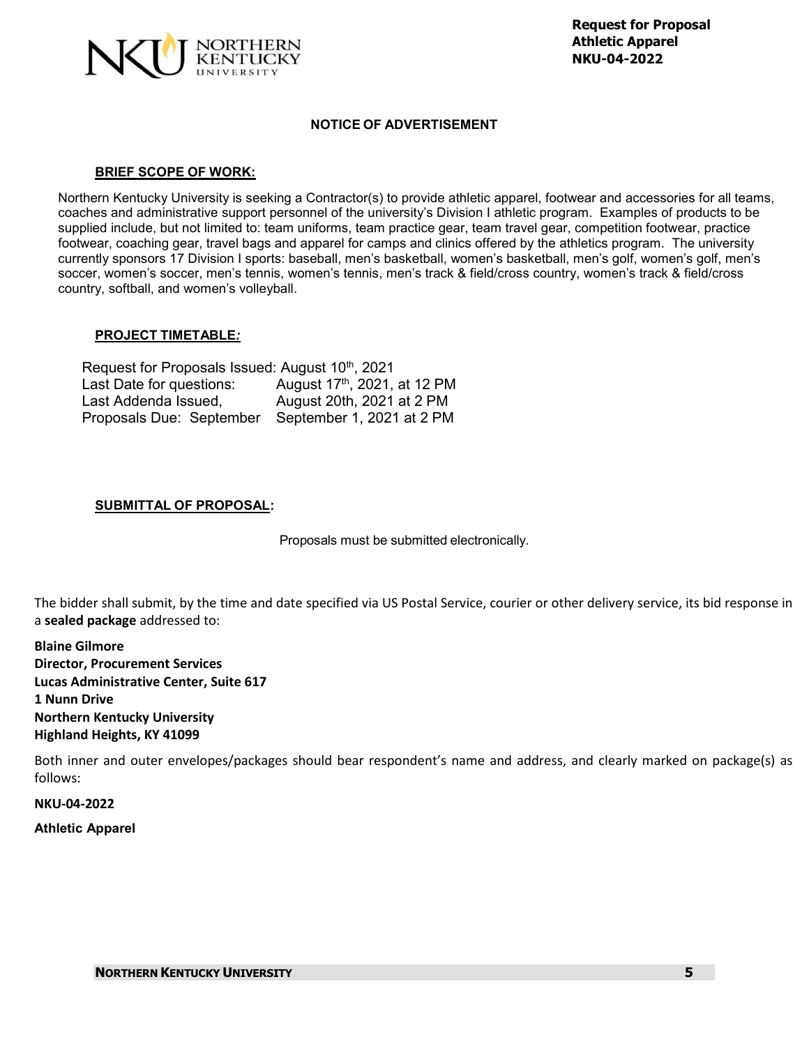**Request for Proposal**
**Athletic Apparel**
**NKU-04-2022**

### NOTICE OF ADVERTISEMENT

**BRIEF SCOPE OF WORK:**

Northern Kentucky University is seeking a Contractor(s) to provide athletic apparel, footwear and accessories for all teams, coaches and administrative support personnel of the university's Division I athletic program. Examples of products to be supplied include, but not limited to: team uniforms, team practice gear, team travel gear, competition footwear, practice footwear, coaching gear, travel bags and apparel for camps and clinics offered by the athletics program. The university currently sponsors 17 Division I sports: baseball, men's basketball, women's basketball, men's golf, women's golf, men's soccer, women's soccer, men's tennis, women's tennis, men's track & field/cross country, women's track & field/cross country, softball, and women's volleyball.

**PROJECT TIMETABLE:**

| | |
|---|---|
| Request for Proposals Issued: | August 10th, 2021 |
| Last Date for questions: | August 17th, 2021, at 12 PM |
| Last Addenda Issued, | August 20th, 2021 at 2 PM |
| Proposals Due: September | September 1, 2021 at 2 PM |

**SUBMITTAL OF PROPOSAL:**

Proposals must be submitted electronically.

The bidder shall submit, by the time and date specified via US Postal Service, courier or other delivery service, its bid response in a **sealed package** addressed to:

**Blaine Gilmore**
**Director, Procurement Services**
**Lucas Administrative Center, Suite 617**
**1 Nunn Drive**
**Northern Kentucky University**
**Highland Heights, KY 41099**

Both inner and outer envelopes/packages should bear respondent's name and address, and clearly marked on package(s) as follows:

**NKU-04-2022**

**Athletic Apparel**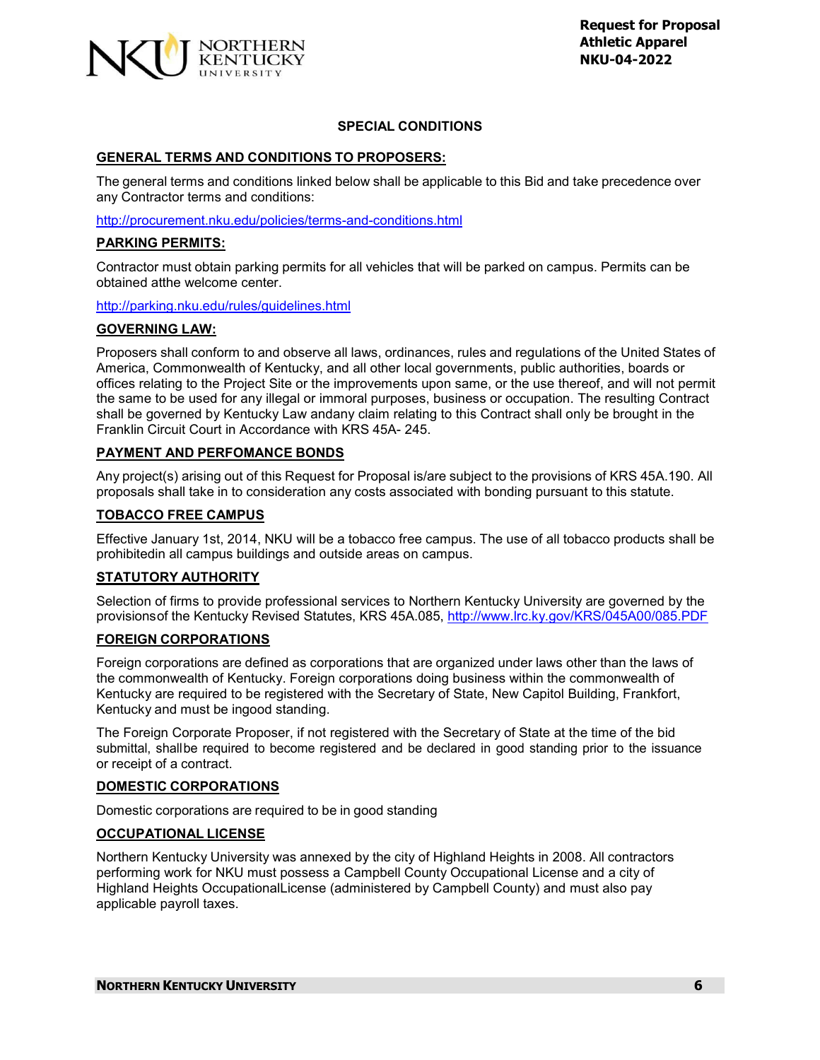## SPECIAL CONDITIONS

### GENERAL TERMS AND CONDITIONS TO PROPOSERS:

The general terms and conditions linked below shall be applicable to this Bid and take precedence over any Contractor terms and conditions:

http://procurement.nku.edu/policies/terms-and-conditions.html

### PARKING PERMITS:

Contractor must obtain parking permits for all vehicles that will be parked on campus. Permits can be obtained atthe welcome center.

http://parking.nku.edu/rules/guidelines.html

### GOVERNING LAW:

Proposers shall conform to and observe all laws, ordinances, rules and regulations of the United States of America, Commonwealth of Kentucky, and all other local governments, public authorities, boards or offices relating to the Project Site or the improvements upon same, or the use thereof, and will not permit the same to be used for any illegal or immoral purposes, business or occupation. The resulting Contract shall be governed by Kentucky Law andany claim relating to this Contract shall only be brought in the Franklin Circuit Court in Accordance with KRS 45A- 245.

### PAYMENT AND PERFOMANCE BONDS

Any project(s) arising out of this Request for Proposal is/are subject to the provisions of KRS 45A.190. All proposals shall take in to consideration any costs associated with bonding pursuant to this statute.

### TOBACCO FREE CAMPUS

Effective January 1st, 2014, NKU will be a tobacco free campus. The use of all tobacco products shall be prohibitedin all campus buildings and outside areas on campus.

### STATUTORY AUTHORITY

Selection of firms to provide professional services to Northern Kentucky University are governed by the provisionsof the Kentucky Revised Statutes, KRS 45A.085, http://www.lrc.ky.gov/KRS/045A00/085.PDF

### FOREIGN CORPORATIONS

Foreign corporations are defined as corporations that are organized under laws other than the laws of the commonwealth of Kentucky. Foreign corporations doing business within the commonwealth of Kentucky are required to be registered with the Secretary of State, New Capitol Building, Frankfort, Kentucky and must be ingood standing.

The Foreign Corporate Proposer, if not registered with the Secretary of State at the time of the bid submittal, shallbe required to become registered and be declared in good standing prior to the issuance or receipt of a contract.

### DOMESTIC CORPORATIONS

Domestic corporations are required to be in good standing

### OCCUPATIONAL LICENSE

Northern Kentucky University was annexed by the city of Highland Heights in 2008. All contractors performing work for NKU must possess a Campbell County Occupational License and a city of Highland Heights OccupationalLicense (administered by Campbell County) and must also pay applicable payroll taxes.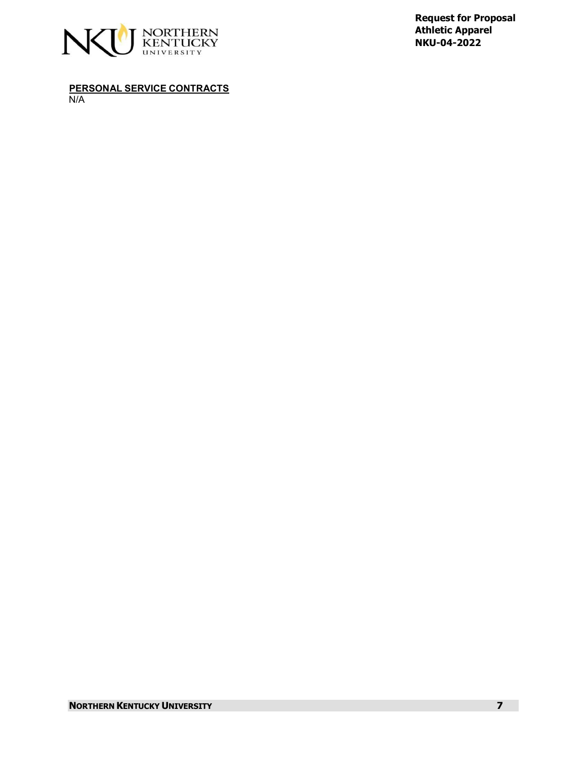**PERSONAL SERVICE CONTRACTS**

N/A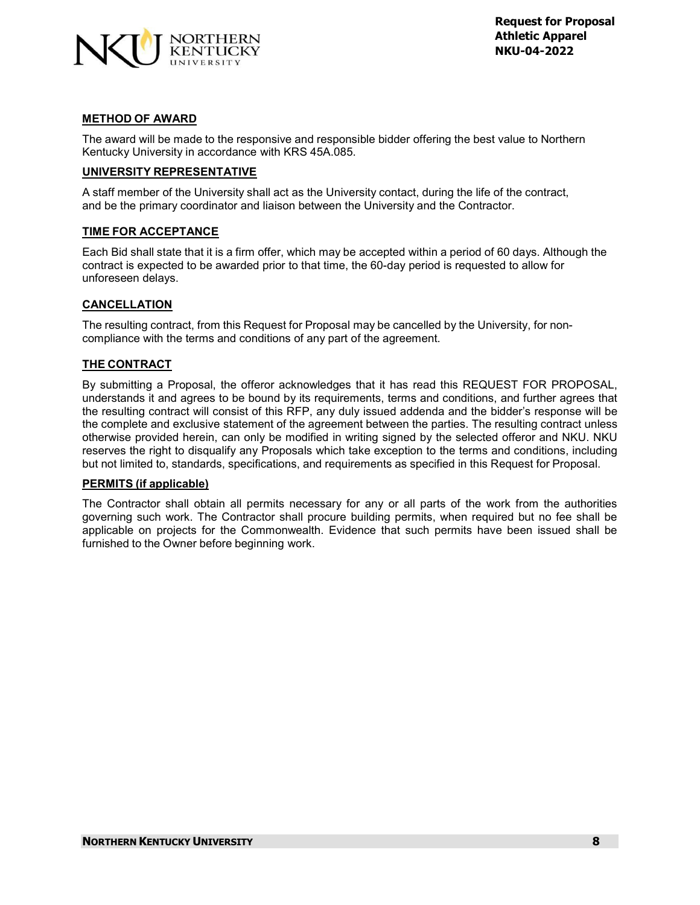## METHOD OF AWARD

The award will be made to the responsive and responsible bidder offering the best value to Northern Kentucky University in accordance with KRS 45A.085.

## UNIVERSITY REPRESENTATIVE

A staff member of the University shall act as the University contact, during the life of the contract, and be the primary coordinator and liaison between the University and the Contractor.

## TIME FOR ACCEPTANCE

Each Bid shall state that it is a firm offer, which may be accepted within a period of 60 days. Although the contract is expected to be awarded prior to that time, the 60-day period is requested to allow for unforeseen delays.

## CANCELLATION

The resulting contract, from this Request for Proposal may be cancelled by the University, for non-compliance with the terms and conditions of any part of the agreement.

## THE CONTRACT

By submitting a Proposal, the offeror acknowledges that it has read this REQUEST FOR PROPOSAL, understands it and agrees to be bound by its requirements, terms and conditions, and further agrees that the resulting contract will consist of this RFP, any duly issued addenda and the bidder's response will be the complete and exclusive statement of the agreement between the parties. The resulting contract unless otherwise provided herein, can only be modified in writing signed by the selected offeror and NKU. NKU reserves the right to disqualify any Proposals which take exception to the terms and conditions, including but not limited to, standards, specifications, and requirements as specified in this Request for Proposal.

## PERMITS (if applicable)

The Contractor shall obtain all permits necessary for any or all parts of the work from the authorities governing such work. The Contractor shall procure building permits, when required but no fee shall be applicable on projects for the Commonwealth. Evidence that such permits have been issued shall be furnished to the Owner before beginning work.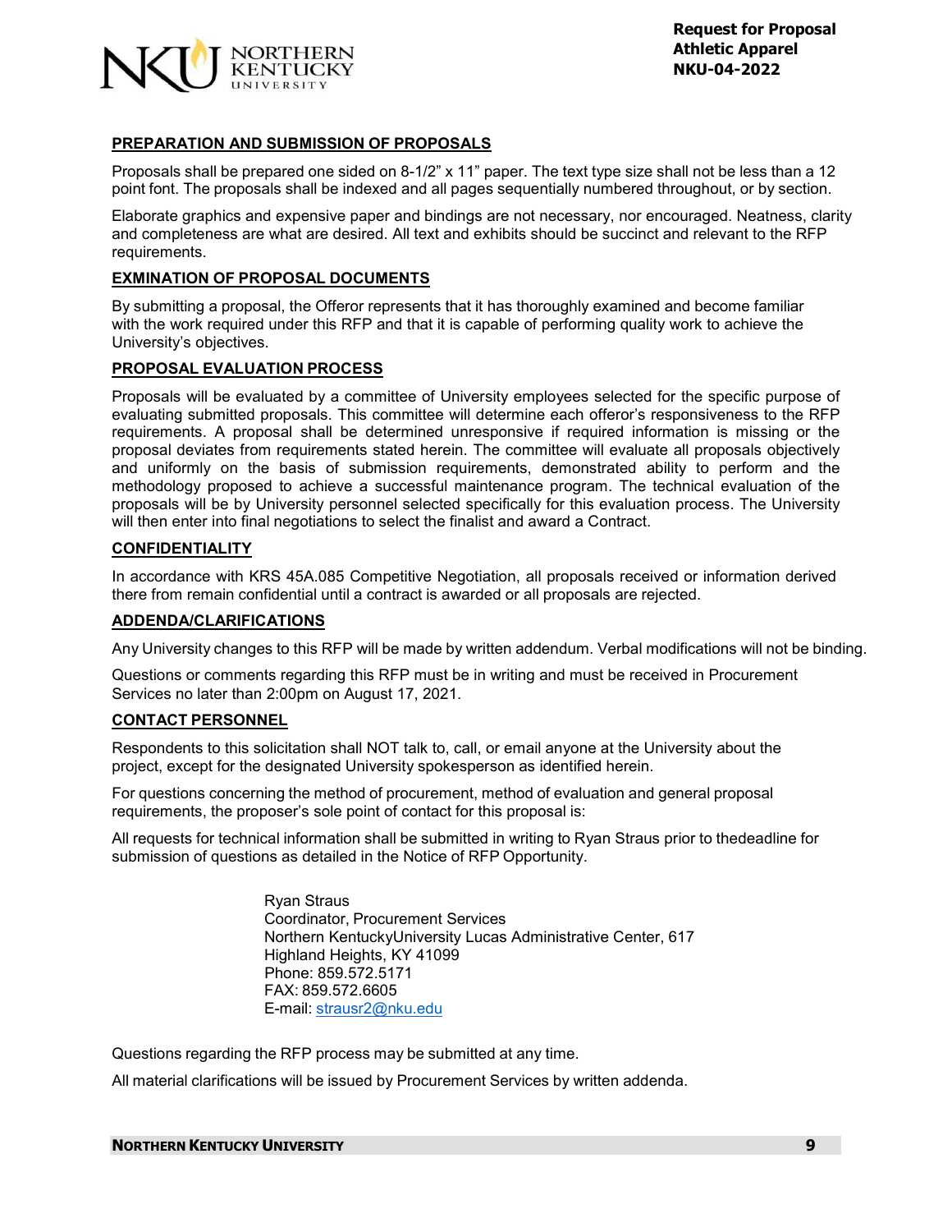## PREPARATION AND SUBMISSION OF PROPOSALS

Proposals shall be prepared one sided on 8-1/2" x 11" paper. The text type size shall not be less than a 12 point font. The proposals shall be indexed and all pages sequentially numbered throughout, or by section.

Elaborate graphics and expensive paper and bindings are not necessary, nor encouraged. Neatness, clarity and completeness are what are desired. All text and exhibits should be succinct and relevant to the RFP requirements.

## EXMINATION OF PROPOSAL DOCUMENTS

By submitting a proposal, the Offeror represents that it has thoroughly examined and become familiar with the work required under this RFP and that it is capable of performing quality work to achieve the University's objectives.

## PROPOSAL EVALUATION PROCESS

Proposals will be evaluated by a committee of University employees selected for the specific purpose of evaluating submitted proposals. This committee will determine each offeror's responsiveness to the RFP requirements. A proposal shall be determined unresponsive if required information is missing or the proposal deviates from requirements stated herein. The committee will evaluate all proposals objectively and uniformly on the basis of submission requirements, demonstrated ability to perform and the methodology proposed to achieve a successful maintenance program. The technical evaluation of the proposals will be by University personnel selected specifically for this evaluation process. The University will then enter into final negotiations to select the finalist and award a Contract.

## CONFIDENTIALITY

In accordance with KRS 45A.085 Competitive Negotiation, all proposals received or information derived there from remain confidential until a contract is awarded or all proposals are rejected.

## ADDENDA/CLARIFICATIONS

Any University changes to this RFP will be made by written addendum. Verbal modifications will not be binding.

Questions or comments regarding this RFP must be in writing and must be received in Procurement Services no later than 2:00pm on August 17, 2021.

## CONTACT PERSONNEL

Respondents to this solicitation shall NOT talk to, call, or email anyone at the University about the project, except for the designated University spokesperson as identified herein.

For questions concerning the method of procurement, method of evaluation and general proposal requirements, the proposer's sole point of contact for this proposal is:

All requests for technical information shall be submitted in writing to Ryan Straus prior to thedeadline for submission of questions as detailed in the Notice of RFP Opportunity.

Ryan Straus
Coordinator, Procurement Services
Northern KentuckyUniversity Lucas Administrative Center, 617
Highland Heights, KY 41099
Phone: 859.572.5171
FAX: 859.572.6605
E-mail: strausr2@nku.edu

Questions regarding the RFP process may be submitted at any time.

All material clarifications will be issued by Procurement Services by written addenda.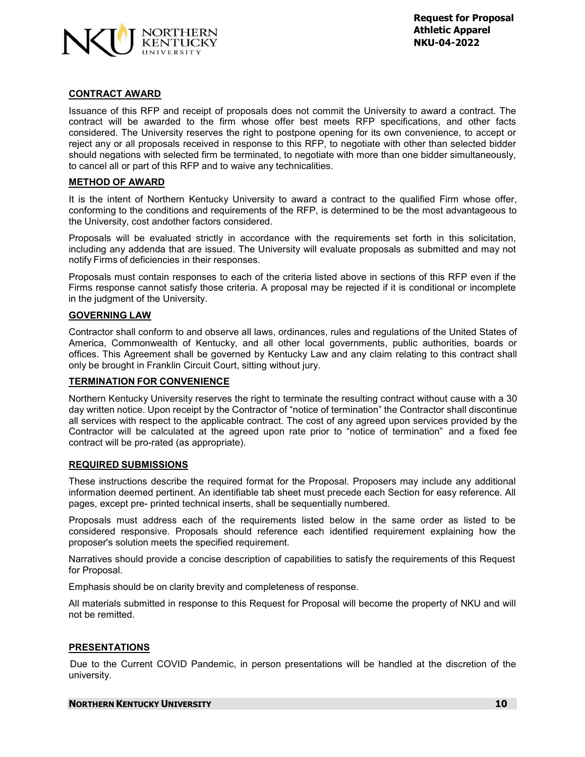## CONTRACT AWARD

Issuance of this RFP and receipt of proposals does not commit the University to award a contract. The contract will be awarded to the firm whose offer best meets RFP specifications, and other facts considered. The University reserves the right to postpone opening for its own convenience, to accept or reject any or all proposals received in response to this RFP, to negotiate with other than selected bidder should negations with selected firm be terminated, to negotiate with more than one bidder simultaneously, to cancel all or part of this RFP and to waive any technicalities.

## METHOD OF AWARD

It is the intent of Northern Kentucky University to award a contract to the qualified Firm whose offer, conforming to the conditions and requirements of the RFP, is determined to be the most advantageous to the University, cost andother factors considered.

Proposals will be evaluated strictly in accordance with the requirements set forth in this solicitation, including any addenda that are issued. The University will evaluate proposals as submitted and may not notify Firms of deficiencies in their responses.

Proposals must contain responses to each of the criteria listed above in sections of this RFP even if the Firms response cannot satisfy those criteria. A proposal may be rejected if it is conditional or incomplete in the judgment of the University.

## GOVERNING LAW

Contractor shall conform to and observe all laws, ordinances, rules and regulations of the United States of America, Commonwealth of Kentucky, and all other local governments, public authorities, boards or offices. This Agreement shall be governed by Kentucky Law and any claim relating to this contract shall only be brought in Franklin Circuit Court, sitting without jury.

## TERMINATION FOR CONVENIENCE

Northern Kentucky University reserves the right to terminate the resulting contract without cause with a 30 day written notice. Upon receipt by the Contractor of "notice of termination" the Contractor shall discontinue all services with respect to the applicable contract. The cost of any agreed upon services provided by the Contractor will be calculated at the agreed upon rate prior to "notice of termination" and a fixed fee contract will be pro-rated (as appropriate).

## REQUIRED SUBMISSIONS

These instructions describe the required format for the Proposal. Proposers may include any additional information deemed pertinent. An identifiable tab sheet must precede each Section for easy reference. All pages, except pre- printed technical inserts, shall be sequentially numbered.

Proposals must address each of the requirements listed below in the same order as listed to be considered responsive. Proposals should reference each identified requirement explaining how the proposer's solution meets the specified requirement.

Narratives should provide a concise description of capabilities to satisfy the requirements of this Request for Proposal.

Emphasis should be on clarity brevity and completeness of response.

All materials submitted in response to this Request for Proposal will become the property of NKU and will not be remitted.

## PRESENTATIONS

Due to the Current COVID Pandemic, in person presentations will be handled at the discretion of the university.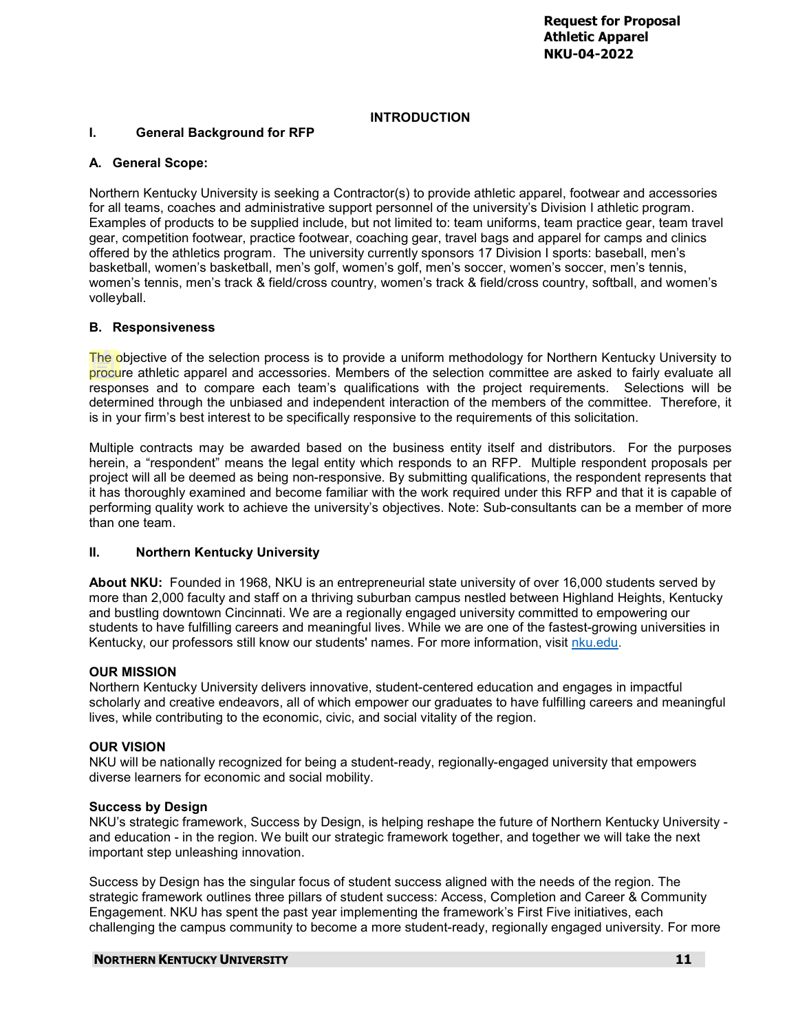## INTRODUCTION

### I. General Background for RFP

#### A. General Scope:

Northern Kentucky University is seeking a Contractor(s) to provide athletic apparel, footwear and accessories for all teams, coaches and administrative support personnel of the university's Division I athletic program. Examples of products to be supplied include, but not limited to: team uniforms, team practice gear, team travel gear, competition footwear, practice footwear, coaching gear, travel bags and apparel for camps and clinics offered by the athletics program. The university currently sponsors 17 Division I sports: baseball, men's basketball, women's basketball, men's golf, women's golf, men's soccer, women's soccer, men's tennis, women's tennis, men's track & field/cross country, women's track & field/cross country, softball, and women's volleyball.

#### B. Responsiveness

The objective of the selection process is to provide a uniform methodology for Northern Kentucky University to procure athletic apparel and accessories. Members of the selection committee are asked to fairly evaluate all responses and to compare each team's qualifications with the project requirements. Selections will be determined through the unbiased and independent interaction of the members of the committee. Therefore, it is in your firm's best interest to be specifically responsive to the requirements of this solicitation.

Multiple contracts may be awarded based on the business entity itself and distributors. For the purposes herein, a "respondent" means the legal entity which responds to an RFP. Multiple respondent proposals per project will all be deemed as being non-responsive. By submitting qualifications, the respondent represents that it has thoroughly examined and become familiar with the work required under this RFP and that it is capable of performing quality work to achieve the university's objectives. Note: Sub-consultants can be a member of more than one team.

### II. Northern Kentucky University

**About NKU:** Founded in 1968, NKU is an entrepreneurial state university of over 16,000 students served by more than 2,000 faculty and staff on a thriving suburban campus nestled between Highland Heights, Kentucky and bustling downtown Cincinnati. We are a regionally engaged university committed to empowering our students to have fulfilling careers and meaningful lives. While we are one of the fastest-growing universities in Kentucky, our professors still know our students' names. For more information, visit [nku.edu](https://nku.edu).

**OUR MISSION**
Northern Kentucky University delivers innovative, student-centered education and engages in impactful scholarly and creative endeavors, all of which empower our graduates to have fulfilling careers and meaningful lives, while contributing to the economic, civic, and social vitality of the region.

**OUR VISION**
NKU will be nationally recognized for being a student-ready, regionally-engaged university that empowers diverse learners for economic and social mobility.

**Success by Design**
NKU's strategic framework, Success by Design, is helping reshape the future of Northern Kentucky University - and education - in the region. We built our strategic framework together, and together we will take the next important step unleashing innovation.

Success by Design has the singular focus of student success aligned with the needs of the region. The strategic framework outlines three pillars of student success: Access, Completion and Career & Community Engagement. NKU has spent the past year implementing the framework's First Five initiatives, each challenging the campus community to become a more student-ready, regionally engaged university. For more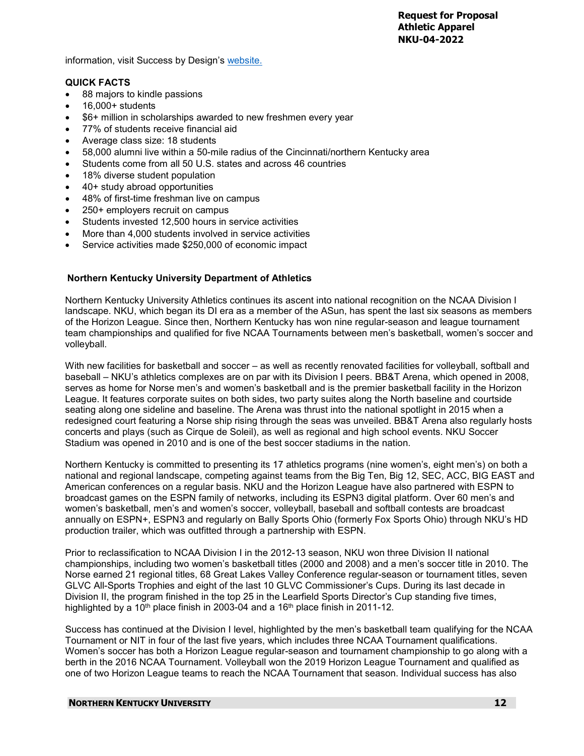information, visit Success by Design's [website.]

**QUICK FACTS**

- 88 majors to kindle passions
- 16,000+ students
- $6+ million in scholarships awarded to new freshmen every year
- 77% of students receive financial aid
- Average class size: 18 students
- 58,000 alumni live within a 50-mile radius of the Cincinnati/northern Kentucky area
- Students come from all 50 U.S. states and across 46 countries
- 18% diverse student population
- 40+ study abroad opportunities
- 48% of first-time freshman live on campus
- 250+ employers recruit on campus
- Students invested 12,500 hours in service activities
- More than 4,000 students involved in service activities
- Service activities made $250,000 of economic impact

**Northern Kentucky University Department of Athletics**

Northern Kentucky University Athletics continues its ascent into national recognition on the NCAA Division I landscape. NKU, which began its DI era as a member of the ASun, has spent the last six seasons as members of the Horizon League. Since then, Northern Kentucky has won nine regular-season and league tournament team championships and qualified for five NCAA Tournaments between men's basketball, women's soccer and volleyball.

With new facilities for basketball and soccer – as well as recently renovated facilities for volleyball, softball and baseball – NKU's athletics complexes are on par with its Division I peers. BB&T Arena, which opened in 2008, serves as home for Norse men's and women's basketball and is the premier basketball facility in the Horizon League. It features corporate suites on both sides, two party suites along the North baseline and courtside seating along one sideline and baseline. The Arena was thrust into the national spotlight in 2015 when a redesigned court featuring a Norse ship rising through the seas was unveiled. BB&T Arena also regularly hosts concerts and plays (such as Cirque de Soleil), as well as regional and high school events. NKU Soccer Stadium was opened in 2010 and is one of the best soccer stadiums in the nation.

Northern Kentucky is committed to presenting its 17 athletics programs (nine women's, eight men's) on both a national and regional landscape, competing against teams from the Big Ten, Big 12, SEC, ACC, BIG EAST and American conferences on a regular basis. NKU and the Horizon League have also partnered with ESPN to broadcast games on the ESPN family of networks, including its ESPN3 digital platform. Over 60 men's and women's basketball, men's and women's soccer, volleyball, baseball and softball contests are broadcast annually on ESPN+, ESPN3 and regularly on Bally Sports Ohio (formerly Fox Sports Ohio) through NKU's HD production trailer, which was outfitted through a partnership with ESPN.

Prior to reclassification to NCAA Division I in the 2012-13 season, NKU won three Division II national championships, including two women's basketball titles (2000 and 2008) and a men's soccer title in 2010. The Norse earned 21 regional titles, 68 Great Lakes Valley Conference regular-season or tournament titles, seven GLVC All-Sports Trophies and eight of the last 10 GLVC Commissioner's Cups. During its last decade in Division II, the program finished in the top 25 in the Learfield Sports Director's Cup standing five times, highlighted by a 10th place finish in 2003-04 and a 16th place finish in 2011-12.

Success has continued at the Division I level, highlighted by the men's basketball team qualifying for the NCAA Tournament or NIT in four of the last five years, which includes three NCAA Tournament qualifications. Women's soccer has both a Horizon League regular-season and tournament championship to go along with a berth in the 2016 NCAA Tournament. Volleyball won the 2019 Horizon League Tournament and qualified as one of two Horizon League teams to reach the NCAA Tournament that season. Individual success has also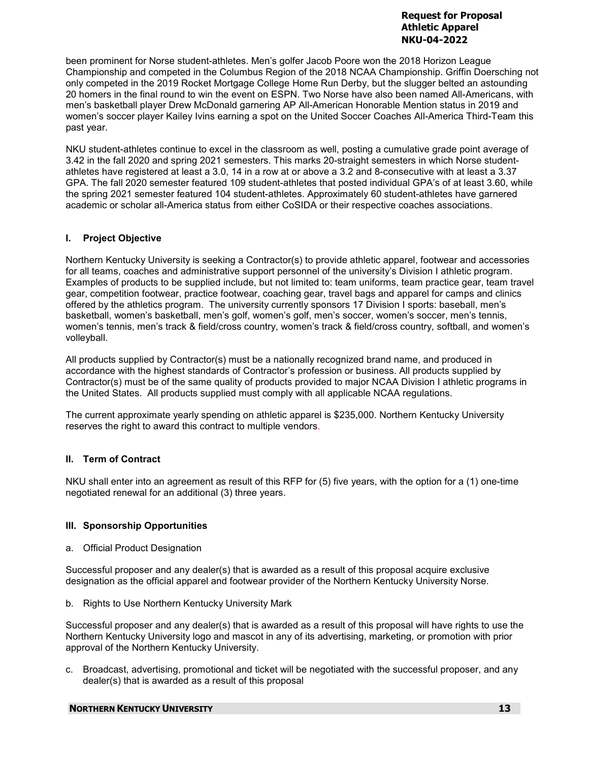been prominent for Norse student-athletes. Men's golfer Jacob Poore won the 2018 Horizon League Championship and competed in the Columbus Region of the 2018 NCAA Championship. Griffin Doersching not only competed in the 2019 Rocket Mortgage College Home Run Derby, but the slugger belted an astounding 20 homers in the final round to win the event on ESPN. Two Norse have also been named All-Americans, with men's basketball player Drew McDonald garnering AP All-American Honorable Mention status in 2019 and women's soccer player Kailey Ivins earning a spot on the United Soccer Coaches All-America Third-Team this past year.

NKU student-athletes continue to excel in the classroom as well, posting a cumulative grade point average of 3.42 in the fall 2020 and spring 2021 semesters. This marks 20-straight semesters in which Norse student-athletes have registered at least a 3.0, 14 in a row at or above a 3.2 and 8-consecutive with at least a 3.37 GPA. The fall 2020 semester featured 109 student-athletes that posted individual GPA's of at least 3.60, while the spring 2021 semester featured 104 student-athletes. Approximately 60 student-athletes have garnered academic or scholar all-America status from either CoSIDA or their respective coaches associations.

## I. Project Objective

Northern Kentucky University is seeking a Contractor(s) to provide athletic apparel, footwear and accessories for all teams, coaches and administrative support personnel of the university's Division I athletic program. Examples of products to be supplied include, but not limited to: team uniforms, team practice gear, team travel gear, competition footwear, practice footwear, coaching gear, travel bags and apparel for camps and clinics offered by the athletics program. The university currently sponsors 17 Division I sports: baseball, men's basketball, women's basketball, men's golf, women's golf, men's soccer, women's soccer, men's tennis, women's tennis, men's track & field/cross country, women's track & field/cross country, softball, and women's volleyball.

All products supplied by Contractor(s) must be a nationally recognized brand name, and produced in accordance with the highest standards of Contractor's profession or business. All products supplied by Contractor(s) must be of the same quality of products provided to major NCAA Division I athletic programs in the United States. All products supplied must comply with all applicable NCAA regulations.

The current approximate yearly spending on athletic apparel is $235,000. Northern Kentucky University reserves the right to award this contract to multiple vendors.

## II. Term of Contract

NKU shall enter into an agreement as result of this RFP for (5) five years, with the option for a (1) one-time negotiated renewal for an additional (3) three years.

## III. Sponsorship Opportunities

a. Official Product Designation

Successful proposer and any dealer(s) that is awarded as a result of this proposal acquire exclusive designation as the official apparel and footwear provider of the Northern Kentucky University Norse.

b. Rights to Use Northern Kentucky University Mark

Successful proposer and any dealer(s) that is awarded as a result of this proposal will have rights to use the Northern Kentucky University logo and mascot in any of its advertising, marketing, or promotion with prior approval of the Northern Kentucky University.

c. Broadcast, advertising, promotional and ticket will be negotiated with the successful proposer, and any dealer(s) that is awarded as a result of this proposal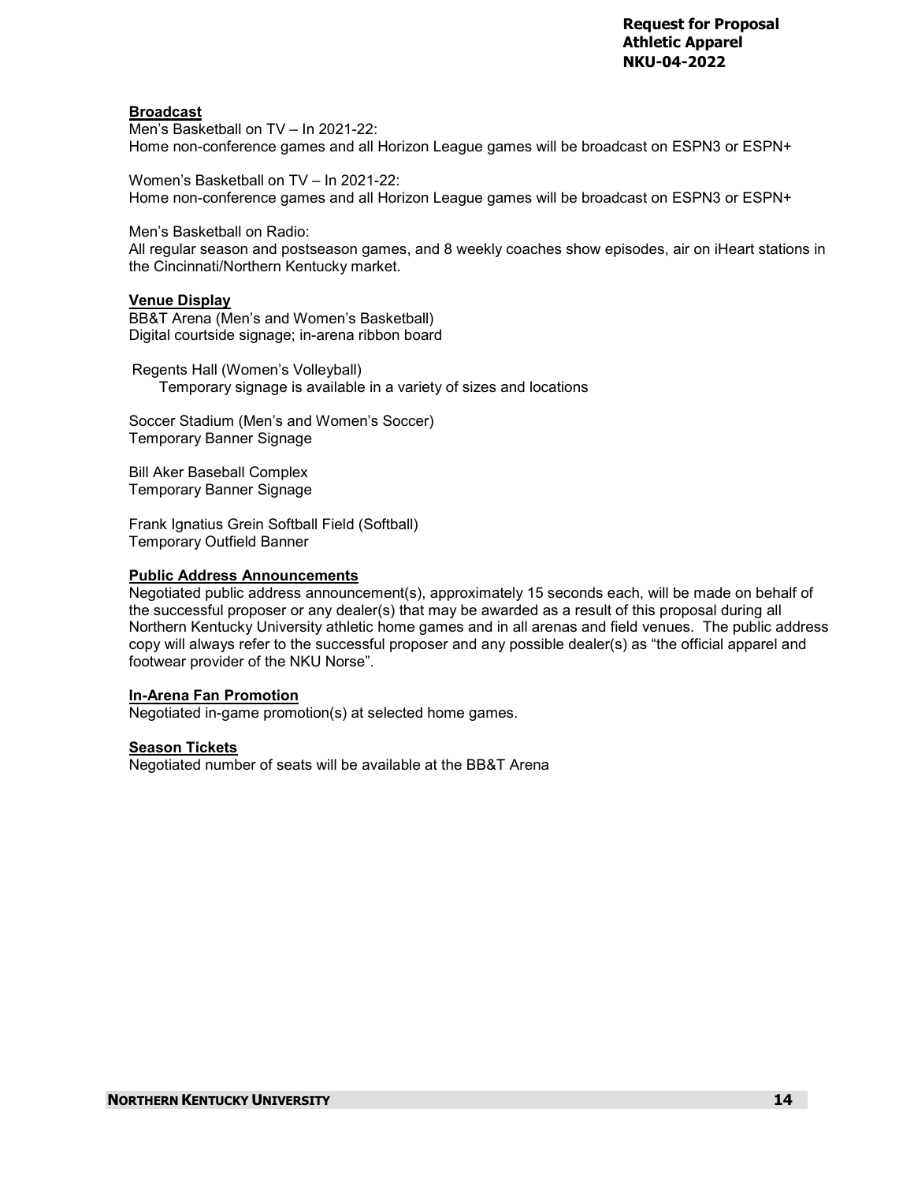**Broadcast**

Men's Basketball on TV – In 2021-22:
Home non-conference games and all Horizon League games will be broadcast on ESPN3 or ESPN+

Women's Basketball on TV – In 2021-22:
Home non-conference games and all Horizon League games will be broadcast on ESPN3 or ESPN+

Men's Basketball on Radio:
All regular season and postseason games, and 8 weekly coaches show episodes, air on iHeart stations in the Cincinnati/Northern Kentucky market.

**Venue Display**

BB&T Arena (Men's and Women's Basketball)
Digital courtside signage; in-arena ribbon board

Regents Hall (Women's Volleyball)
Temporary signage is available in a variety of sizes and locations

Soccer Stadium (Men's and Women's Soccer)
Temporary Banner Signage

Bill Aker Baseball Complex
Temporary Banner Signage

Frank Ignatius Grein Softball Field (Softball)
Temporary Outfield Banner

**Public Address Announcements**

Negotiated public address announcement(s), approximately 15 seconds each, will be made on behalf of the successful proposer or any dealer(s) that may be awarded as a result of this proposal during all Northern Kentucky University athletic home games and in all arenas and field venues. The public address copy will always refer to the successful proposer and any possible dealer(s) as "the official apparel and footwear provider of the NKU Norse".

**In-Arena Fan Promotion**

Negotiated in-game promotion(s) at selected home games.

**Season Tickets**

Negotiated number of seats will be available at the BB&T Arena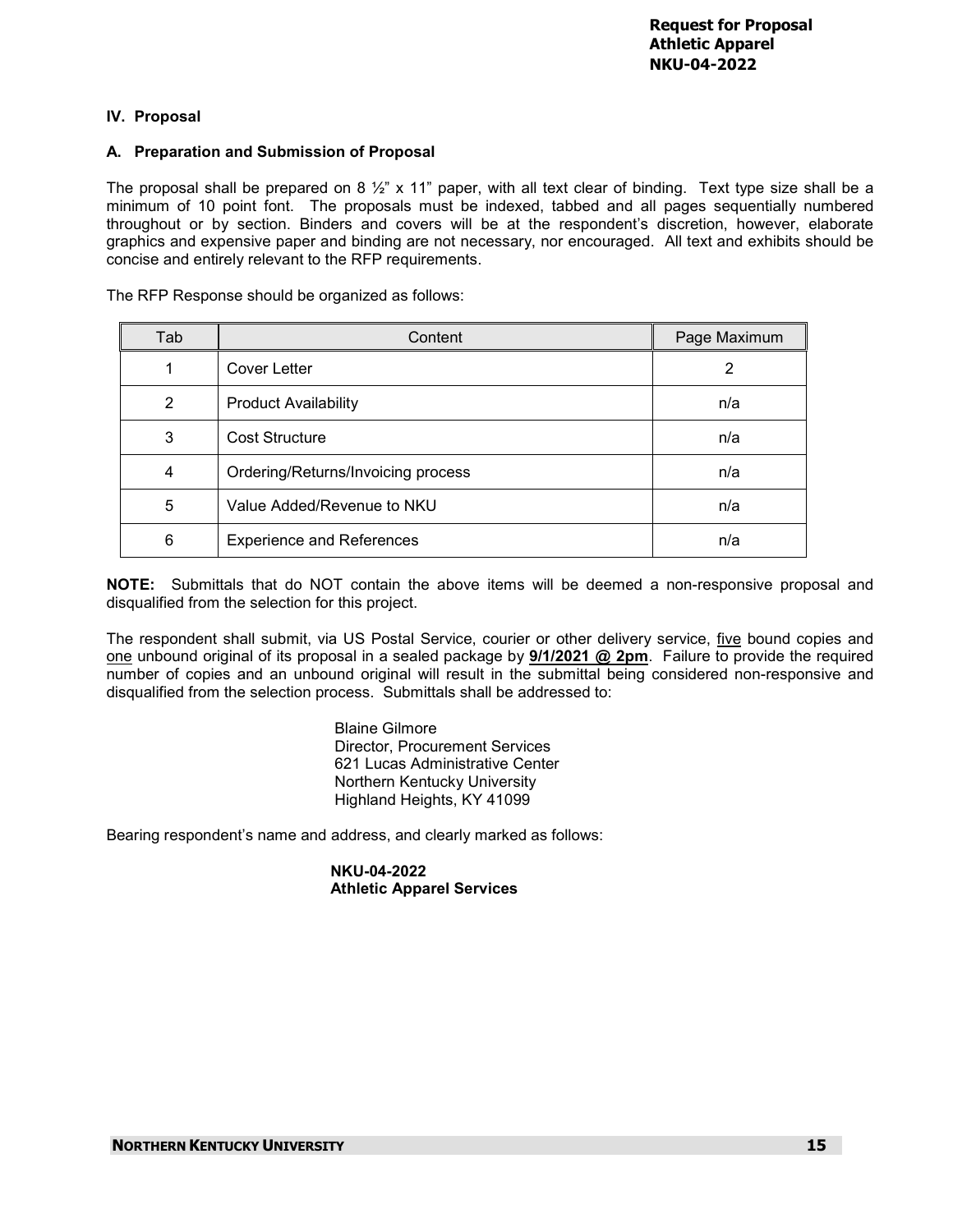## IV. Proposal

### A. Preparation and Submission of Proposal

The proposal shall be prepared on 8 ½" x 11" paper, with all text clear of binding. Text type size shall be a minimum of 10 point font. The proposals must be indexed, tabbed and all pages sequentially numbered throughout or by section. Binders and covers will be at the respondent's discretion, however, elaborate graphics and expensive paper and binding are not necessary, nor encouraged. All text and exhibits should be concise and entirely relevant to the RFP requirements.

The RFP Response should be organized as follows:

| Tab | Content | Page Maximum |
|---|---|---|
| 1 | Cover Letter | 2 |
| 2 | Product Availability | n/a |
| 3 | Cost Structure | n/a |
| 4 | Ordering/Returns/Invoicing process | n/a |
| 5 | Value Added/Revenue to NKU | n/a |
| 6 | Experience and References | n/a |

**NOTE:** Submittals that do NOT contain the above items will be deemed a non-responsive proposal and disqualified from the selection for this project.

The respondent shall submit, via US Postal Service, courier or other delivery service, five bound copies and one unbound original of its proposal in a sealed package by **9/1/2021 @ 2pm**. Failure to provide the required number of copies and an unbound original will result in the submittal being considered non-responsive and disqualified from the selection process. Submittals shall be addressed to:

Blaine Gilmore
Director, Procurement Services
621 Lucas Administrative Center
Northern Kentucky University
Highland Heights, KY 41099

Bearing respondent's name and address, and clearly marked as follows:

**NKU-04-2022**
**Athletic Apparel Services**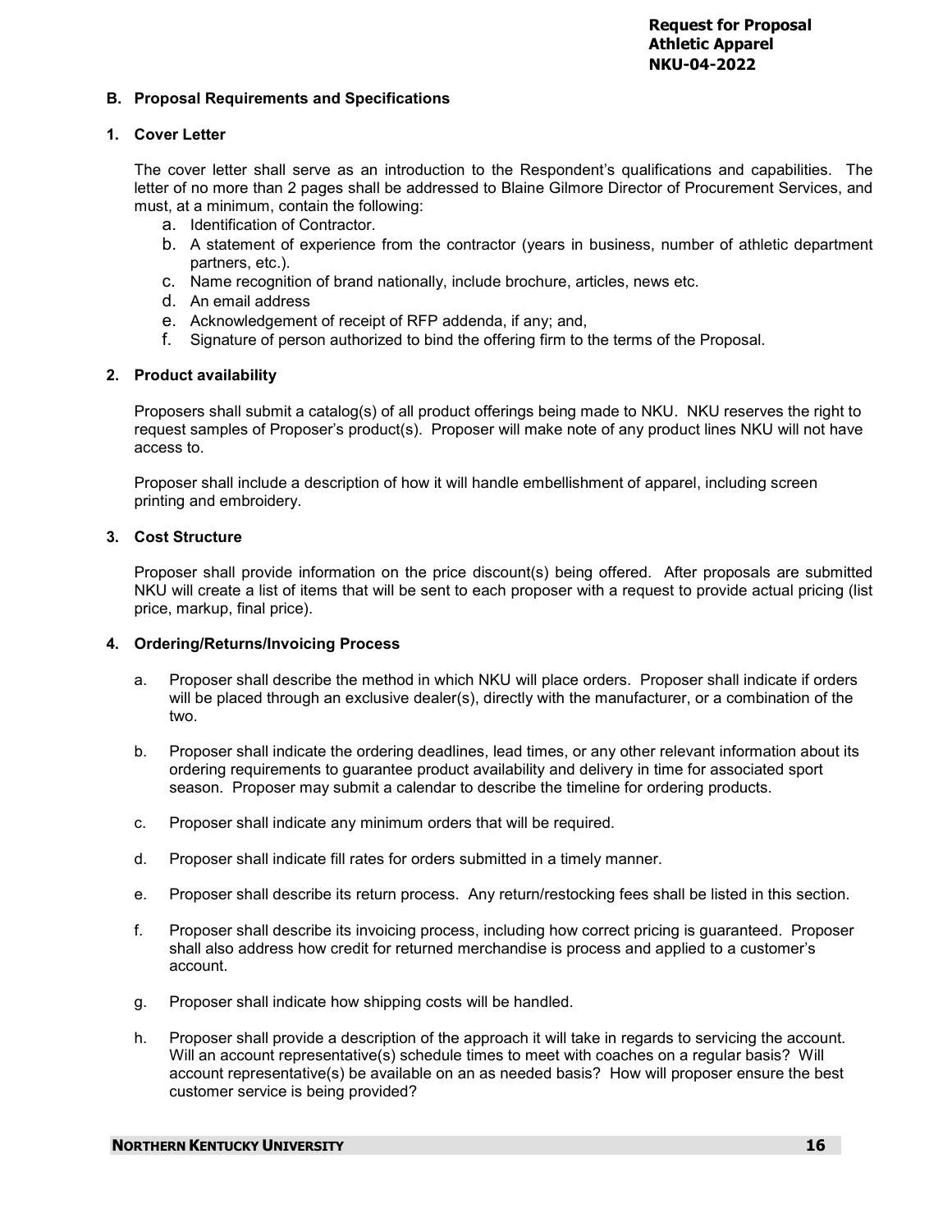### B. Proposal Requirements and Specifications

#### 1. Cover Letter

The cover letter shall serve as an introduction to the Respondent's qualifications and capabilities. The letter of no more than 2 pages shall be addressed to Blaine Gilmore Director of Procurement Services, and must, at a minimum, contain the following:

a. Identification of Contractor.
b. A statement of experience from the contractor (years in business, number of athletic department partners, etc.).
c. Name recognition of brand nationally, include brochure, articles, news etc.
d. An email address
e. Acknowledgement of receipt of RFP addenda, if any; and,
f. Signature of person authorized to bind the offering firm to the terms of the Proposal.

#### 2. Product availability

Proposers shall submit a catalog(s) of all product offerings being made to NKU. NKU reserves the right to request samples of Proposer's product(s). Proposer will make note of any product lines NKU will not have access to.

Proposer shall include a description of how it will handle embellishment of apparel, including screen printing and embroidery.

#### 3. Cost Structure

Proposer shall provide information on the price discount(s) being offered. After proposals are submitted NKU will create a list of items that will be sent to each proposer with a request to provide actual pricing (list price, markup, final price).

#### 4. Ordering/Returns/Invoicing Process

a. Proposer shall describe the method in which NKU will place orders. Proposer shall indicate if orders will be placed through an exclusive dealer(s), directly with the manufacturer, or a combination of the two.

b. Proposer shall indicate the ordering deadlines, lead times, or any other relevant information about its ordering requirements to guarantee product availability and delivery in time for associated sport season. Proposer may submit a calendar to describe the timeline for ordering products.

c. Proposer shall indicate any minimum orders that will be required.

d. Proposer shall indicate fill rates for orders submitted in a timely manner.

e. Proposer shall describe its return process. Any return/restocking fees shall be listed in this section.

f. Proposer shall describe its invoicing process, including how correct pricing is guaranteed. Proposer shall also address how credit for returned merchandise is process and applied to a customer's account.

g. Proposer shall indicate how shipping costs will be handled.

h. Proposer shall provide a description of the approach it will take in regards to servicing the account. Will an account representative(s) schedule times to meet with coaches on a regular basis? Will account representative(s) be available on an as needed basis? How will proposer ensure the best customer service is being provided?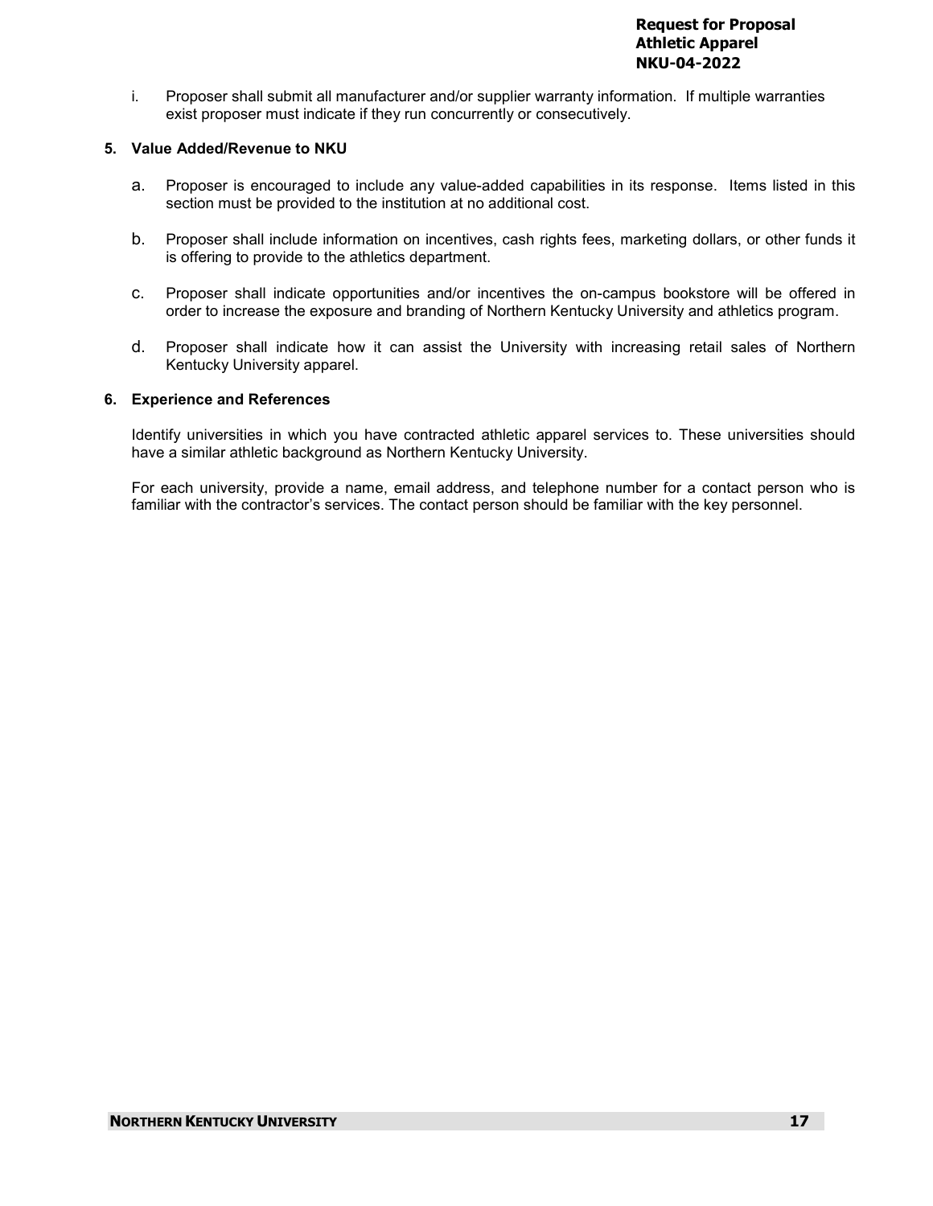i. Proposer shall submit all manufacturer and/or supplier warranty information. If multiple warranties exist proposer must indicate if they run concurrently or consecutively.

**5. Value Added/Revenue to NKU**

a. Proposer is encouraged to include any value-added capabilities in its response. Items listed in this section must be provided to the institution at no additional cost.

b. Proposer shall include information on incentives, cash rights fees, marketing dollars, or other funds it is offering to provide to the athletics department.

c. Proposer shall indicate opportunities and/or incentives the on-campus bookstore will be offered in order to increase the exposure and branding of Northern Kentucky University and athletics program.

d. Proposer shall indicate how it can assist the University with increasing retail sales of Northern Kentucky University apparel.

**6. Experience and References**

Identify universities in which you have contracted athletic apparel services to. These universities should have a similar athletic background as Northern Kentucky University.

For each university, provide a name, email address, and telephone number for a contact person who is familiar with the contractor's services. The contact person should be familiar with the key personnel.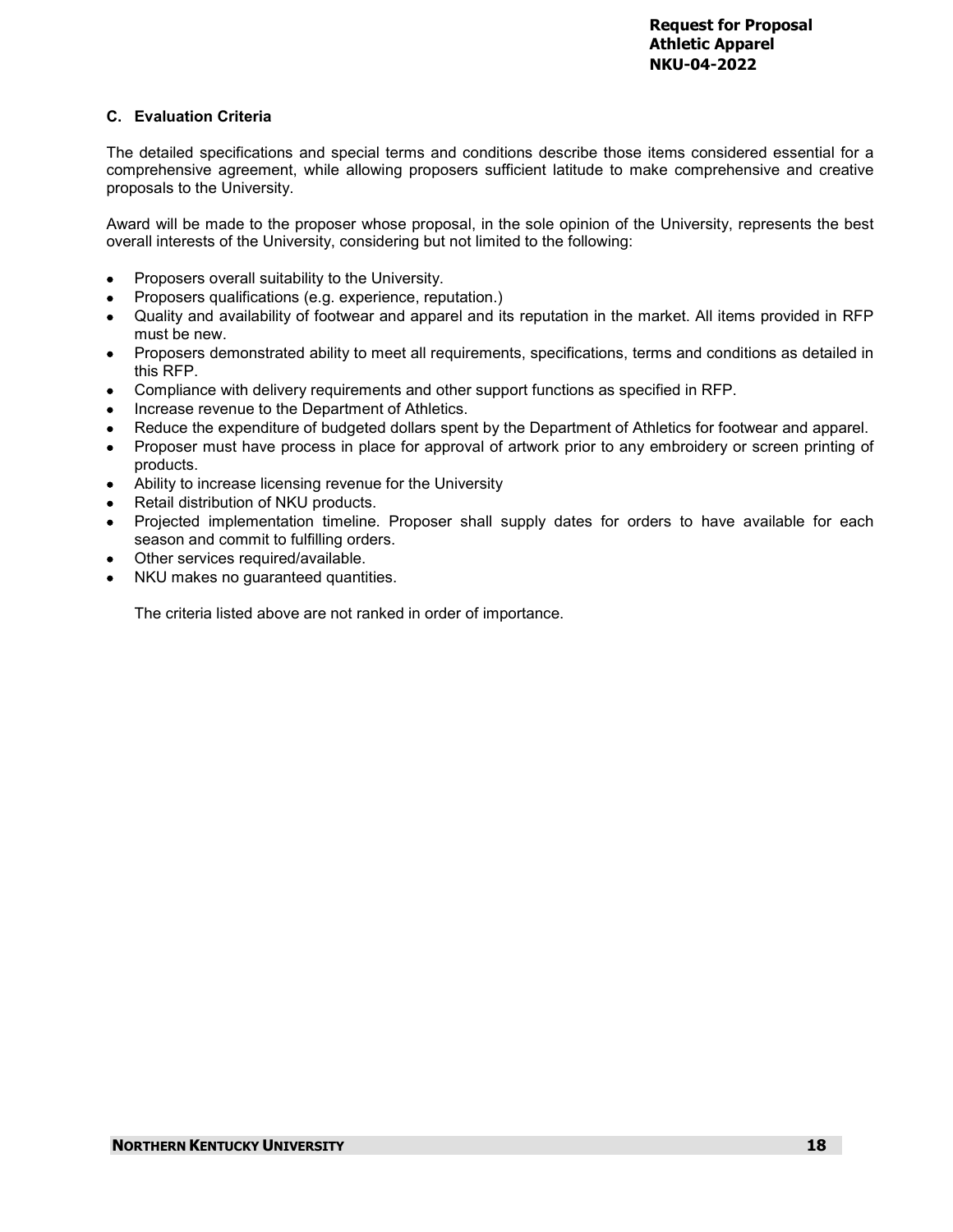### C. Evaluation Criteria

The detailed specifications and special terms and conditions describe those items considered essential for a comprehensive agreement, while allowing proposers sufficient latitude to make comprehensive and creative proposals to the University.

Award will be made to the proposer whose proposal, in the sole opinion of the University, represents the best overall interests of the University, considering but not limited to the following:

- Proposers overall suitability to the University.
- Proposers qualifications (e.g. experience, reputation.)
- Quality and availability of footwear and apparel and its reputation in the market. All items provided in RFP must be new.
- Proposers demonstrated ability to meet all requirements, specifications, terms and conditions as detailed in this RFP.
- Compliance with delivery requirements and other support functions as specified in RFP.
- Increase revenue to the Department of Athletics.
- Reduce the expenditure of budgeted dollars spent by the Department of Athletics for footwear and apparel.
- Proposer must have process in place for approval of artwork prior to any embroidery or screen printing of products.
- Ability to increase licensing revenue for the University
- Retail distribution of NKU products.
- Projected implementation timeline. Proposer shall supply dates for orders to have available for each season and commit to fulfilling orders.
- Other services required/available.
- NKU makes no guaranteed quantities.

The criteria listed above are not ranked in order of importance.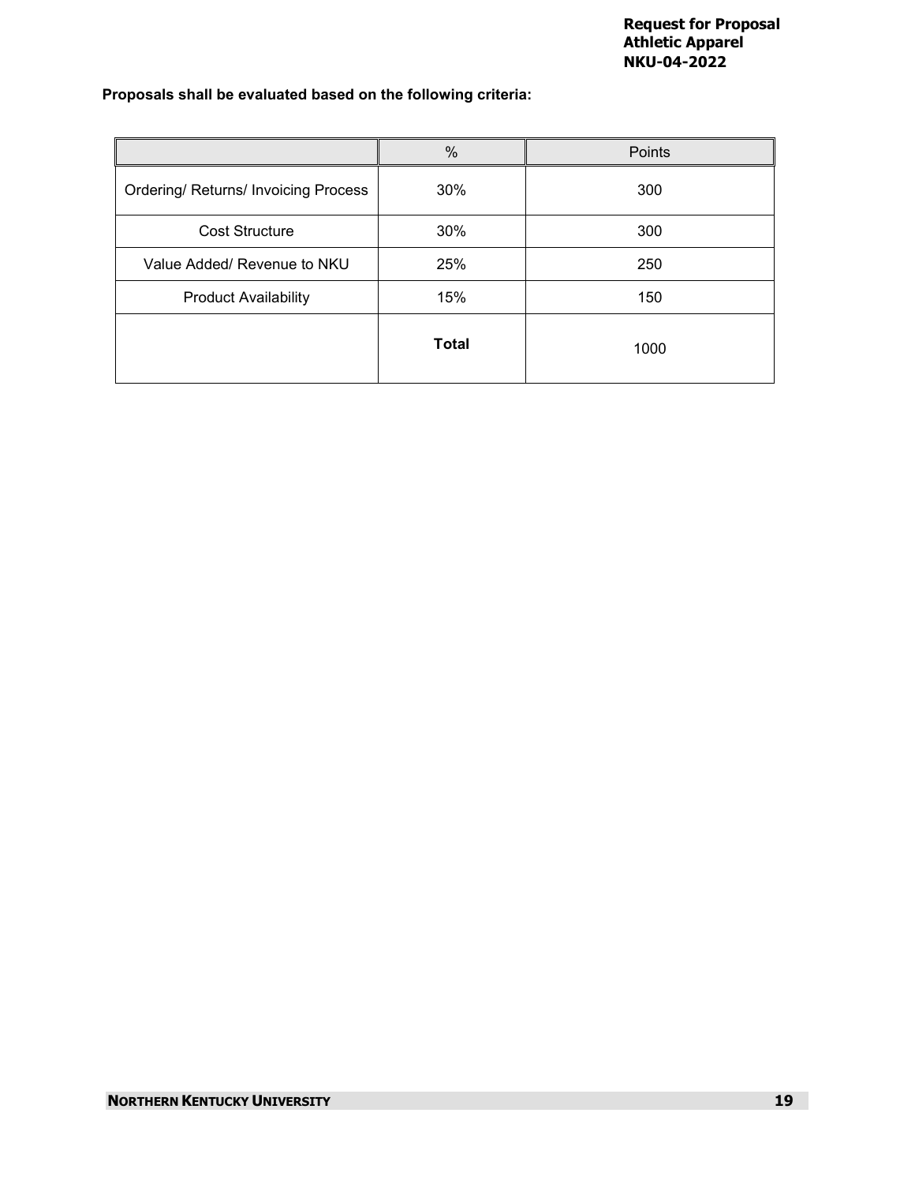**Proposals shall be evaluated based on the following criteria:**

| | % | Points |
|---|---|---|
| Ordering/ Returns/ Invoicing Process | 30% | 300 |
| Cost Structure | 30% | 300 |
| Value Added/ Revenue to NKU | 25% | 250 |
| Product Availability | 15% | 150 |
| | **Total** | 1000 |